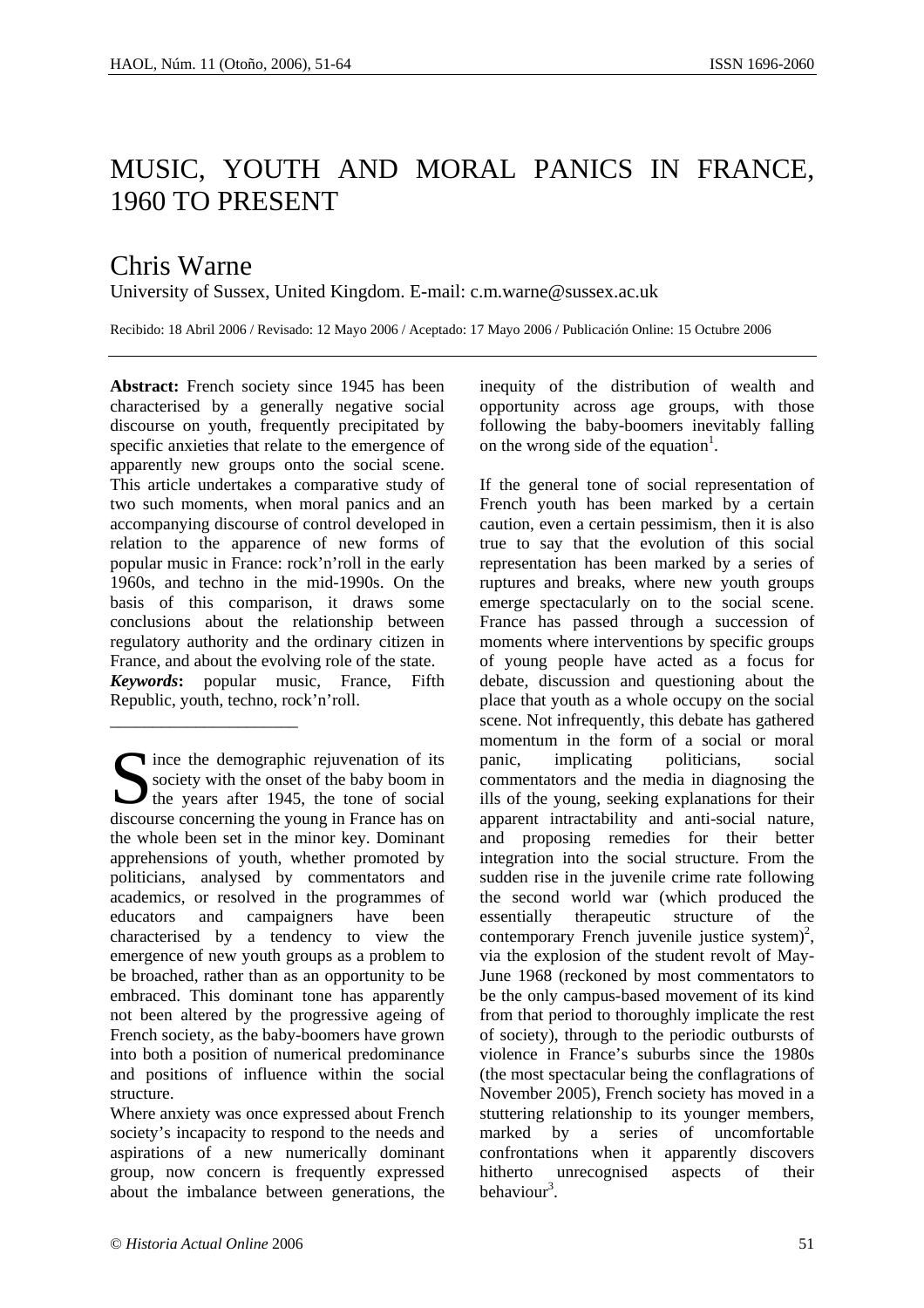# MUSIC, YOUTH AND MORAL PANICS IN FRANCE, 1960 TO PRESENT

## Chris Warne

University of Sussex, United Kingdom. E-mail: c.m.warne@sussex.ac.uk

Recibido: 18 Abril 2006 / Revisado: 12 Mayo 2006 / Aceptado: 17 Mayo 2006 / Publicación Online: 15 Octubre 2006

**Abstract:** French society since 1945 has been characterised by a generally negative social discourse on youth, frequently precipitated by specific anxieties that relate to the emergence of apparently new groups onto the social scene. This article undertakes a comparative study of two such moments, when moral panics and an accompanying discourse of control developed in relation to the apparence of new forms of popular music in France: rock'n'roll in the early 1960s, and techno in the mid-1990s. On the basis of this comparison, it draws some conclusions about the relationship between regulatory authority and the ordinary citizen in France, and about the evolving role of the state.

***Keywords*:** popular music, France, Fifth Republic, youth, techno, rock'n'roll.

---

Since the demographic rejuvenation of its society with the onset of the baby boom in the years after 1945, the tone of social discourse concerning the young in France has on the whole been set in the minor key. Dominant apprehensions of youth, whether promoted by politicians, analysed by commentators and academics, or resolved in the programmes of educators and campaigners have been characterised by a tendency to view the emergence of new youth groups as a problem to be broached, rather than as an opportunity to be embraced. This dominant tone has apparently not been altered by the progressive ageing of French society, as the baby-boomers have grown into both a position of numerical predominance and positions of influence within the social structure.

Where anxiety was once expressed about French society's incapacity to respond to the needs and aspirations of a new numerically dominant group, now concern is frequently expressed about the imbalance between generations, the inequity of the distribution of wealth and opportunity across age groups, with those following the baby-boomers inevitably falling on the wrong side of the equation[1].

If the general tone of social representation of French youth has been marked by a certain caution, even a certain pessimism, then it is also true to say that the evolution of this social representation has been marked by a series of ruptures and breaks, where new youth groups emerge spectacularly on to the social scene. France has passed through a succession of moments where interventions by specific groups of young people have acted as a focus for debate, discussion and questioning about the place that youth as a whole occupy on the social scene. Not infrequently, this debate has gathered momentum in the form of a social or moral panic, implicating politicians, social commentators and the media in diagnosing the ills of the young, seeking explanations for their apparent intractability and anti-social nature, and proposing remedies for their better integration into the social structure. From the sudden rise in the juvenile crime rate following the second world war (which produced the essentially therapeutic structure of the contemporary French juvenile justice system)[2], via the explosion of the student revolt of May-June 1968 (reckoned by most commentators to be the only campus-based movement of its kind from that period to thoroughly implicate the rest of society), through to the periodic outbursts of violence in France's suburbs since the 1980s (the most spectacular being the conflagrations of November 2005), French society has moved in a stuttering relationship to its younger members, marked by a series of uncomfortable confrontations when it apparently discovers hitherto unrecognised aspects of their behaviour[3].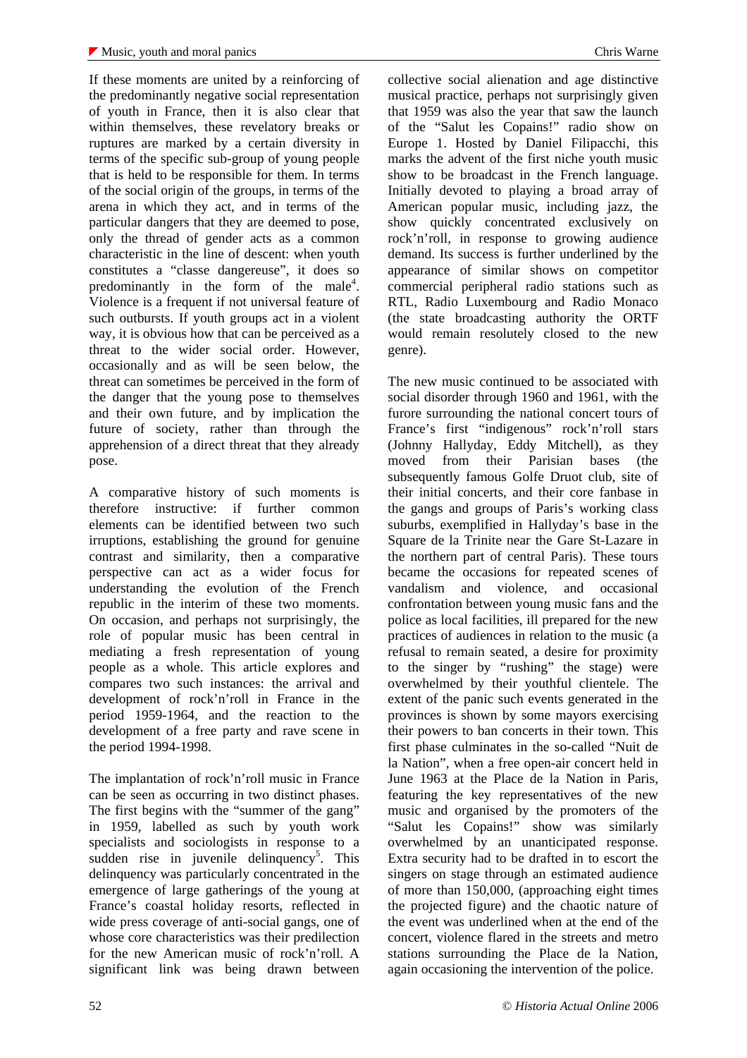If these moments are united by a reinforcing of the predominantly negative social representation of youth in France, then it is also clear that within themselves, these revelatory breaks or ruptures are marked by a certain diversity in terms of the specific sub-group of young people that is held to be responsible for them. In terms of the social origin of the groups, in terms of the arena in which they act, and in terms of the particular dangers that they are deemed to pose, only the thread of gender acts as a common characteristic in the line of descent: when youth constitutes a "classe dangereuse", it does so predominantly in the form of the male[4]. Violence is a frequent if not universal feature of such outbursts. If youth groups act in a violent way, it is obvious how that can be perceived as a threat to the wider social order. However, occasionally and as will be seen below, the threat can sometimes be perceived in the form of the danger that the young pose to themselves and their own future, and by implication the future of society, rather than through the apprehension of a direct threat that they already pose.

A comparative history of such moments is therefore instructive: if further common elements can be identified between two such irruptions, establishing the ground for genuine contrast and similarity, then a comparative perspective can act as a wider focus for understanding the evolution of the French republic in the interim of these two moments. On occasion, and perhaps not surprisingly, the role of popular music has been central in mediating a fresh representation of young people as a whole. This article explores and compares two such instances: the arrival and development of rock'n'roll in France in the period 1959-1964, and the reaction to the development of a free party and rave scene in the period 1994-1998.

The implantation of rock'n'roll music in France can be seen as occurring in two distinct phases. The first begins with the "summer of the gang" in 1959, labelled as such by youth work specialists and sociologists in response to a sudden rise in juvenile delinquency[5]. This delinquency was particularly concentrated in the emergence of large gatherings of the young at France's coastal holiday resorts, reflected in wide press coverage of anti-social gangs, one of whose core characteristics was their predilection for the new American music of rock'n'roll. A significant link was being drawn between collective social alienation and age distinctive musical practice, perhaps not surprisingly given that 1959 was also the year that saw the launch of the "Salut les Copains!" radio show on Europe 1. Hosted by Daniel Filipacchi, this marks the advent of the first niche youth music show to be broadcast in the French language. Initially devoted to playing a broad array of American popular music, including jazz, the show quickly concentrated exclusively on rock'n'roll, in response to growing audience demand. Its success is further underlined by the appearance of similar shows on competitor commercial peripheral radio stations such as RTL, Radio Luxembourg and Radio Monaco (the state broadcasting authority the ORTF would remain resolutely closed to the new genre).

The new music continued to be associated with social disorder through 1960 and 1961, with the furore surrounding the national concert tours of France's first "indigenous" rock'n'roll stars (Johnny Hallyday, Eddy Mitchell), as they moved from their Parisian bases (the subsequently famous Golfe Druot club, site of their initial concerts, and their core fanbase in the gangs and groups of Paris's working class suburbs, exemplified in Hallyday's base in the Square de la Trinite near the Gare St-Lazare in the northern part of central Paris). These tours became the occasions for repeated scenes of vandalism and violence, and occasional confrontation between young music fans and the police as local facilities, ill prepared for the new practices of audiences in relation to the music (a refusal to remain seated, a desire for proximity to the singer by "rushing" the stage) were overwhelmed by their youthful clientele. The extent of the panic such events generated in the provinces is shown by some mayors exercising their powers to ban concerts in their town. This first phase culminates in the so-called "Nuit de la Nation", when a free open-air concert held in June 1963 at the Place de la Nation in Paris, featuring the key representatives of the new music and organised by the promoters of the "Salut les Copains!" show was similarly overwhelmed by an unanticipated response. Extra security had to be drafted in to escort the singers on stage through an estimated audience of more than 150,000, (approaching eight times the projected figure) and the chaotic nature of the event was underlined when at the end of the concert, violence flared in the streets and metro stations surrounding the Place de la Nation, again occasioning the intervention of the police.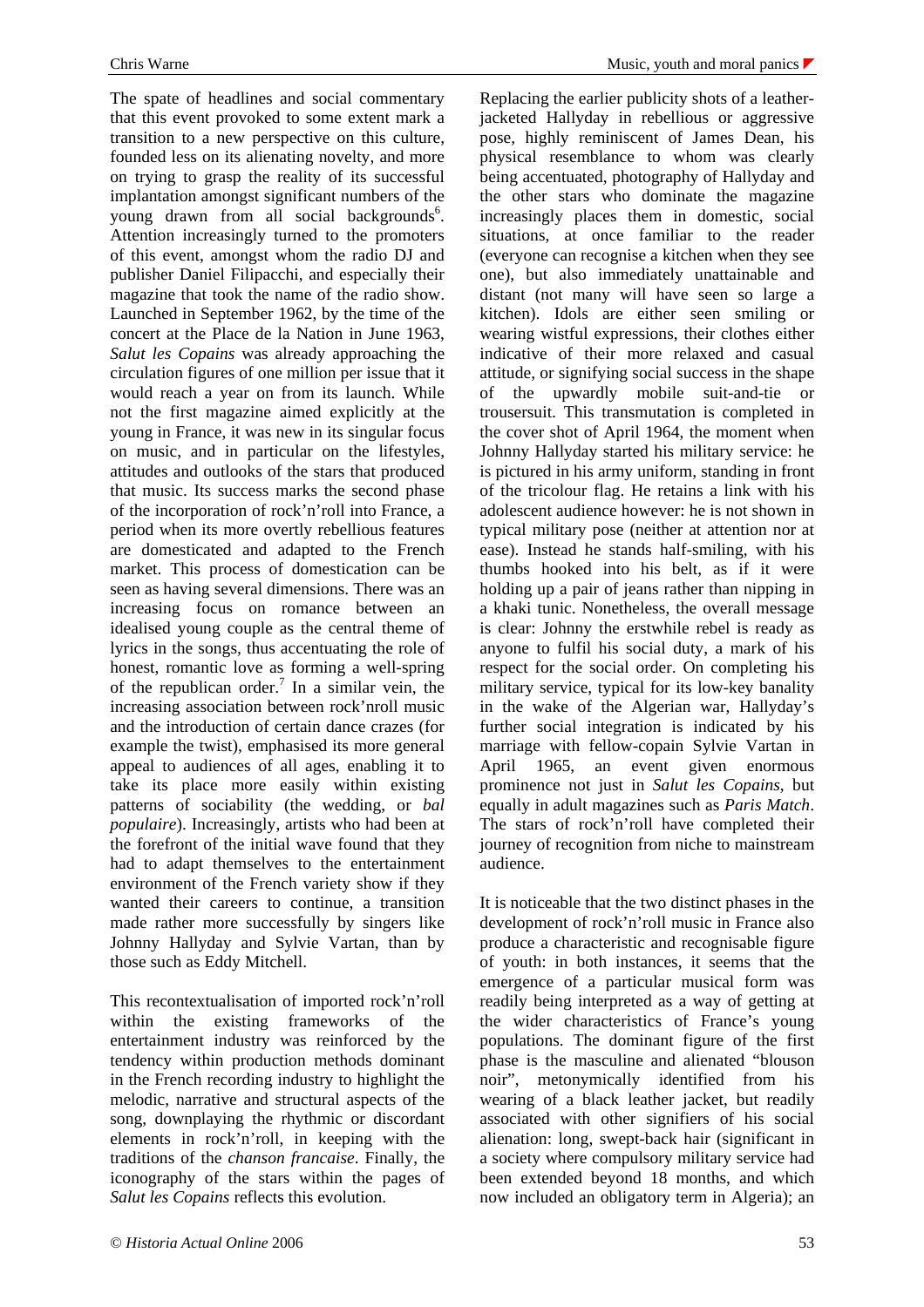The spate of headlines and social commentary that this event provoked to some extent mark a transition to a new perspective on this culture, founded less on its alienating novelty, and more on trying to grasp the reality of its successful implantation amongst significant numbers of the young drawn from all social backgrounds[6]. Attention increasingly turned to the promoters of this event, amongst whom the radio DJ and publisher Daniel Filipacchi, and especially their magazine that took the name of the radio show. Launched in September 1962, by the time of the concert at the Place de la Nation in June 1963, *Salut les Copains* was already approaching the circulation figures of one million per issue that it would reach a year on from its launch. While not the first magazine aimed explicitly at the young in France, it was new in its singular focus on music, and in particular on the lifestyles, attitudes and outlooks of the stars that produced that music. Its success marks the second phase of the incorporation of rock'n'roll into France, a period when its more overtly rebellious features are domesticated and adapted to the French market. This process of domestication can be seen as having several dimensions. There was an increasing focus on romance between an idealised young couple as the central theme of lyrics in the songs, thus accentuating the role of honest, romantic love as forming a well-spring of the republican order.[7] In a similar vein, the increasing association between rock'nroll music and the introduction of certain dance crazes (for example the twist), emphasised its more general appeal to audiences of all ages, enabling it to take its place more easily within existing patterns of sociability (the wedding, or *bal populaire*). Increasingly, artists who had been at the forefront of the initial wave found that they had to adapt themselves to the entertainment environment of the French variety show if they wanted their careers to continue, a transition made rather more successfully by singers like Johnny Hallyday and Sylvie Vartan, than by those such as Eddy Mitchell.

This recontextualisation of imported rock'n'roll within the existing frameworks of the entertainment industry was reinforced by the tendency within production methods dominant in the French recording industry to highlight the melodic, narrative and structural aspects of the song, downplaying the rhythmic or discordant elements in rock'n'roll, in keeping with the traditions of the *chanson francaise*. Finally, the iconography of the stars within the pages of *Salut les Copains* reflects this evolution.

Replacing the earlier publicity shots of a leather-jacketed Hallyday in rebellious or aggressive pose, highly reminiscent of James Dean, his physical resemblance to whom was clearly being accentuated, photography of Hallyday and the other stars who dominate the magazine increasingly places them in domestic, social situations, at once familiar to the reader (everyone can recognise a kitchen when they see one), but also immediately unattainable and distant (not many will have seen so large a kitchen). Idols are either seen smiling or wearing wistful expressions, their clothes either indicative of their more relaxed and casual attitude, or signifying social success in the shape of the upwardly mobile suit-and-tie or trousersuit. This transmutation is completed in the cover shot of April 1964, the moment when Johnny Hallyday started his military service: he is pictured in his army uniform, standing in front of the tricolour flag. He retains a link with his adolescent audience however: he is not shown in typical military pose (neither at attention nor at ease). Instead he stands half-smiling, with his thumbs hooked into his belt, as if it were holding up a pair of jeans rather than nipping in a khaki tunic. Nonetheless, the overall message is clear: Johnny the erstwhile rebel is ready as anyone to fulfil his social duty, a mark of his respect for the social order. On completing his military service, typical for its low-key banality in the wake of the Algerian war, Hallyday's further social integration is indicated by his marriage with fellow-copain Sylvie Vartan in April 1965, an event given enormous prominence not just in *Salut les Copains*, but equally in adult magazines such as *Paris Match*. The stars of rock'n'roll have completed their journey of recognition from niche to mainstream audience.

It is noticeable that the two distinct phases in the development of rock'n'roll music in France also produce a characteristic and recognisable figure of youth: in both instances, it seems that the emergence of a particular musical form was readily being interpreted as a way of getting at the wider characteristics of France's young populations. The dominant figure of the first phase is the masculine and alienated "blouson noir", metonymically identified from his wearing of a black leather jacket, but readily associated with other signifiers of his social alienation: long, swept-back hair (significant in a society where compulsory military service had been extended beyond 18 months, and which now included an obligatory term in Algeria); an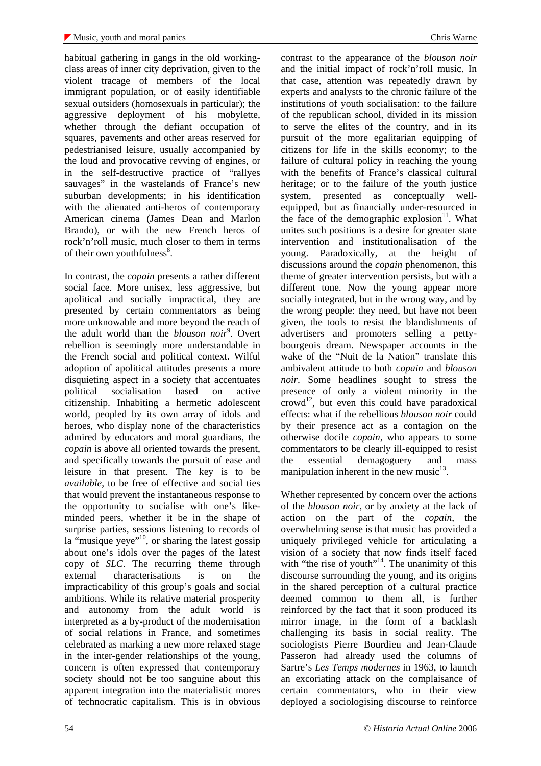habitual gathering in gangs in the old working-class areas of inner city deprivation, given to the violent tracage of members of the local immigrant population, or of easily identifiable sexual outsiders (homosexuals in particular); the aggressive deployment of his mobylette, whether through the defiant occupation of squares, pavements and other areas reserved for pedestrianised leisure, usually accompanied by the loud and provocative revving of engines, or in the self-destructive practice of "rallyes sauvages" in the wastelands of France's new suburban developments; in his identification with the alienated anti-heros of contemporary American cinema (James Dean and Marlon Brando), or with the new French heros of rock'n'roll music, much closer to them in terms of their own youthfulness[8].

In contrast, the *copain* presents a rather different social face. More unisex, less aggressive, but apolitical and socially impractical, they are presented by certain commentators as being more unknowable and more beyond the reach of the adult world than the *blouson noir*[9]. Overt rebellion is seemingly more understandable in the French social and political context. Wilful adoption of apolitical attitudes presents a more disquieting aspect in a society that accentuates political socialisation based on active citizenship. Inhabiting a hermetic adolescent world, peopled by its own array of idols and heroes, who display none of the characteristics admired by educators and moral guardians, the *copain* is above all oriented towards the present, and specifically towards the pursuit of ease and leisure in that present. The key is to be *available*, to be free of effective and social ties that would prevent the instantaneous response to the opportunity to socialise with one's like-minded peers, whether it be in the shape of surprise parties, sessions listening to records of la "musique yeye"[10], or sharing the latest gossip about one's idols over the pages of the latest copy of *SLC*. The recurring theme through external characterisations is on the impracticability of this group's goals and social ambitions. While its relative material prosperity and autonomy from the adult world is interpreted as a by-product of the modernisation of social relations in France, and sometimes celebrated as marking a new more relaxed stage in the inter-gender relationships of the young, concern is often expressed that contemporary society should not be too sanguine about this apparent integration into the materialistic mores of technocratic capitalism. This is in obvious contrast to the appearance of the *blouson noir* and the initial impact of rock'n'roll music. In that case, attention was repeatedly drawn by experts and analysts to the chronic failure of the institutions of youth socialisation: to the failure of the republican school, divided in its mission to serve the elites of the country, and in its pursuit of the more egalitarian equipping of citizens for life in the skills economy; to the failure of cultural policy in reaching the young with the benefits of France's classical cultural heritage; or to the failure of the youth justice system, presented as conceptually well-equipped, but as financially under-resourced in the face of the demographic explosion[11]. What unites such positions is a desire for greater state intervention and institutionalisation of the young. Paradoxically, at the height of discussions around the *copain* phenomenon, this theme of greater intervention persists, but with a different tone. Now the young appear more socially integrated, but in the wrong way, and by the wrong people: they need, but have not been given, the tools to resist the blandishments of advertisers and promoters selling a petty-bourgeois dream. Newspaper accounts in the wake of the "Nuit de la Nation" translate this ambivalent attitude to both *copain* and *blouson noir*. Some headlines sought to stress the presence of only a violent minority in the crowd[12], but even this could have paradoxical effects: what if the rebellious *blouson noir* could by their presence act as a contagion on the otherwise docile *copain*, who appears to some commentators to be clearly ill-equipped to resist the essential demagoguery and mass manipulation inherent in the new music[13].

Whether represented by concern over the actions of the *blouson noir*, or by anxiety at the lack of action on the part of the *copain*, the overwhelming sense is that music has provided a uniquely privileged vehicle for articulating a vision of a society that now finds itself faced with "the rise of youth"[14]. The unanimity of this discourse surrounding the young, and its origins in the shared perception of a cultural practice deemed common to them all, is further reinforced by the fact that it soon produced its mirror image, in the form of a backlash challenging its basis in social reality. The sociologists Pierre Bourdieu and Jean-Claude Passeron had already used the columns of Sartre's *Les Temps modernes* in 1963, to launch an excoriating attack on the complaisance of certain commentators, who in their view deployed a sociologising discourse to reinforce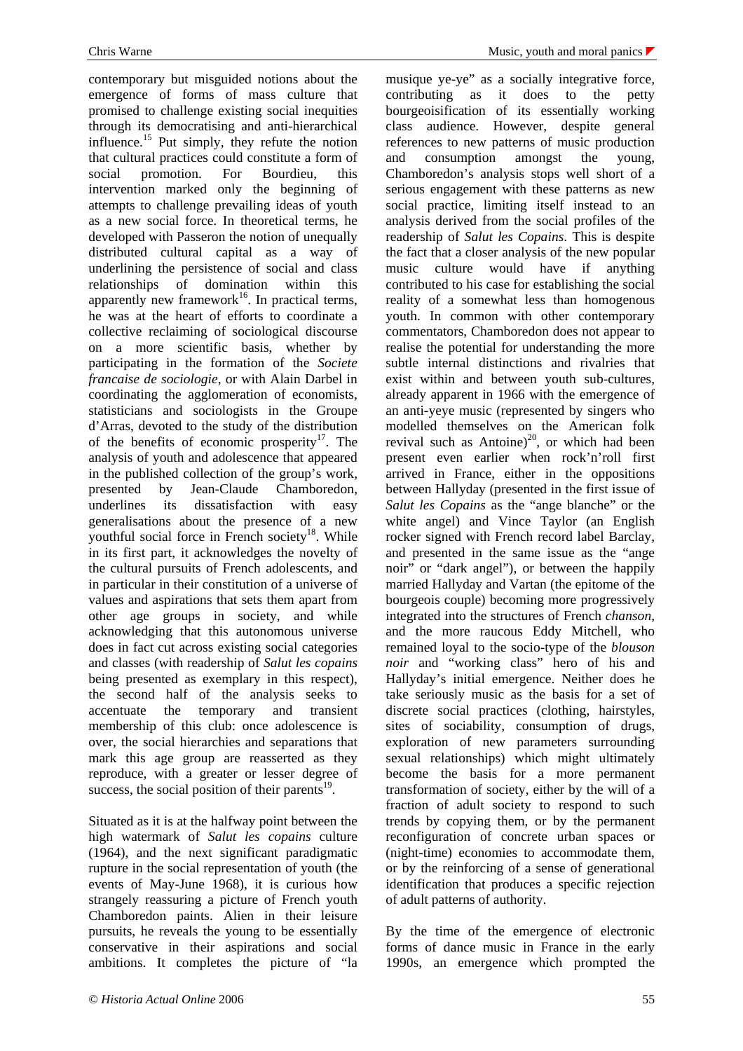contemporary but misguided notions about the emergence of forms of mass culture that promised to challenge existing social inequities through its democratising and anti-hierarchical influence.[15] Put simply, they refute the notion that cultural practices could constitute a form of social promotion. For Bourdieu, this intervention marked only the beginning of attempts to challenge prevailing ideas of youth as a new social force. In theoretical terms, he developed with Passeron the notion of unequally distributed cultural capital as a way of underlining the persistence of social and class relationships of domination within this apparently new framework[16]. In practical terms, he was at the heart of efforts to coordinate a collective reclaiming of sociological discourse on a more scientific basis, whether by participating in the formation of the *Societe francaise de sociologie*, or with Alain Darbel in coordinating the agglomeration of economists, statisticians and sociologists in the Groupe d'Arras, devoted to the study of the distribution of the benefits of economic prosperity[17]. The analysis of youth and adolescence that appeared in the published collection of the group's work, presented by Jean-Claude Chamboredon, underlines its dissatisfaction with easy generalisations about the presence of a new youthful social force in French society[18]. While in its first part, it acknowledges the novelty of the cultural pursuits of French adolescents, and in particular in their constitution of a universe of values and aspirations that sets them apart from other age groups in society, and while acknowledging that this autonomous universe does in fact cut across existing social categories and classes (with readership of *Salut les copains* being presented as exemplary in this respect), the second half of the analysis seeks to accentuate the temporary and transient membership of this club: once adolescence is over, the social hierarchies and separations that mark this age group are reasserted as they reproduce, with a greater or lesser degree of success, the social position of their parents[19].

Situated as it is at the halfway point between the high watermark of *Salut les copains* culture (1964), and the next significant paradigmatic rupture in the social representation of youth (the events of May-June 1968), it is curious how strangely reassuring a picture of French youth Chamboredon paints. Alien in their leisure pursuits, he reveals the young to be essentially conservative in their aspirations and social ambitions. It completes the picture of "la musique ye-ye" as a socially integrative force, contributing as it does to the petty bourgeoisification of its essentially working class audience. However, despite general references to new patterns of music production and consumption amongst the young, Chamboredon's analysis stops well short of a serious engagement with these patterns as new social practice, limiting itself instead to an analysis derived from the social profiles of the readership of *Salut les Copains*. This is despite the fact that a closer analysis of the new popular music culture would have if anything contributed to his case for establishing the social reality of a somewhat less than homogenous youth. In common with other contemporary commentators, Chamboredon does not appear to realise the potential for understanding the more subtle internal distinctions and rivalries that exist within and between youth sub-cultures, already apparent in 1966 with the emergence of an anti-yeye music (represented by singers who modelled themselves on the American folk revival such as Antoine)[20], or which had been present even earlier when rock'n'roll first arrived in France, either in the oppositions between Hallyday (presented in the first issue of *Salut les Copains* as the "ange blanche" or the white angel) and Vince Taylor (an English rocker signed with French record label Barclay, and presented in the same issue as the "ange noir" or "dark angel"), or between the happily married Hallyday and Vartan (the epitome of the bourgeois couple) becoming more progressively integrated into the structures of French *chanson*, and the more raucous Eddy Mitchell, who remained loyal to the socio-type of the *blouson noir* and "working class" hero of his and Hallyday's initial emergence. Neither does he take seriously music as the basis for a set of discrete social practices (clothing, hairstyles, sites of sociability, consumption of drugs, exploration of new parameters surrounding sexual relationships) which might ultimately become the basis for a more permanent transformation of society, either by the will of a fraction of adult society to respond to such trends by copying them, or by the permanent reconfiguration of concrete urban spaces or (night-time) economies to accommodate them, or by the reinforcing of a sense of generational identification that produces a specific rejection of adult patterns of authority.

By the time of the emergence of electronic forms of dance music in France in the early 1990s, an emergence which prompted the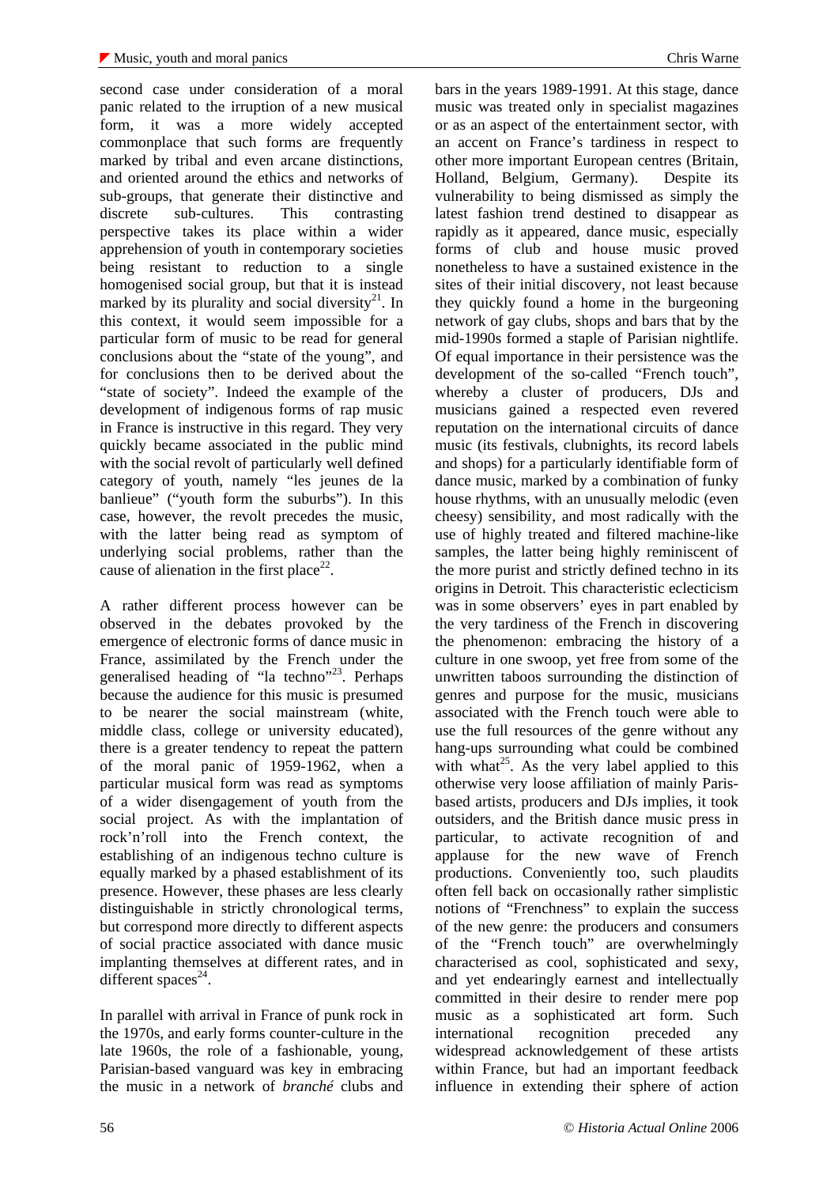second case under consideration of a moral panic related to the irruption of a new musical form, it was a more widely accepted commonplace that such forms are frequently marked by tribal and even arcane distinctions, and oriented around the ethics and networks of sub-groups, that generate their distinctive and discrete sub-cultures. This contrasting perspective takes its place within a wider apprehension of youth in contemporary societies being resistant to reduction to a single homogenised social group, but that it is instead marked by its plurality and social diversity[21]. In this context, it would seem impossible for a particular form of music to be read for general conclusions about the "state of the young", and for conclusions then to be derived about the "state of society". Indeed the example of the development of indigenous forms of rap music in France is instructive in this regard. They very quickly became associated in the public mind with the social revolt of particularly well defined category of youth, namely "les jeunes de la banlieue" ("youth form the suburbs"). In this case, however, the revolt precedes the music, with the latter being read as symptom of underlying social problems, rather than the cause of alienation in the first place[22].

A rather different process however can be observed in the debates provoked by the emergence of electronic forms of dance music in France, assimilated by the French under the generalised heading of "la techno"[23]. Perhaps because the audience for this music is presumed to be nearer the social mainstream (white, middle class, college or university educated), there is a greater tendency to repeat the pattern of the moral panic of 1959-1962, when a particular musical form was read as symptoms of a wider disengagement of youth from the social project. As with the implantation of rock'n'roll into the French context, the establishing of an indigenous techno culture is equally marked by a phased establishment of its presence. However, these phases are less clearly distinguishable in strictly chronological terms, but correspond more directly to different aspects of social practice associated with dance music implanting themselves at different rates, and in different spaces[24].

In parallel with arrival in France of punk rock in the 1970s, and early forms counter-culture in the late 1960s, the role of a fashionable, young, Parisian-based vanguard was key in embracing the music in a network of *branché* clubs and bars in the years 1989-1991. At this stage, dance music was treated only in specialist magazines or as an aspect of the entertainment sector, with an accent on France's tardiness in respect to other more important European centres (Britain, Holland, Belgium, Germany). Despite its vulnerability to being dismissed as simply the latest fashion trend destined to disappear as rapidly as it appeared, dance music, especially forms of club and house music proved nonetheless to have a sustained existence in the sites of their initial discovery, not least because they quickly found a home in the burgeoning network of gay clubs, shops and bars that by the mid-1990s formed a staple of Parisian nightlife. Of equal importance in their persistence was the development of the so-called "French touch", whereby a cluster of producers, DJs and musicians gained a respected even revered reputation on the international circuits of dance music (its festivals, clubnights, its record labels and shops) for a particularly identifiable form of dance music, marked by a combination of funky house rhythms, with an unusually melodic (even cheesy) sensibility, and most radically with the use of highly treated and filtered machine-like samples, the latter being highly reminiscent of the more purist and strictly defined techno in its origins in Detroit. This characteristic eclecticism was in some observers' eyes in part enabled by the very tardiness of the French in discovering the phenomenon: embracing the history of a culture in one swoop, yet free from some of the unwritten taboos surrounding the distinction of genres and purpose for the music, musicians associated with the French touch were able to use the full resources of the genre without any hang-ups surrounding what could be combined with what[25]. As the very label applied to this otherwise very loose affiliation of mainly Paris-based artists, producers and DJs implies, it took outsiders, and the British dance music press in particular, to activate recognition of and applause for the new wave of French productions. Conveniently too, such plaudits often fell back on occasionally rather simplistic notions of "Frenchness" to explain the success of the new genre: the producers and consumers of the "French touch" are overwhelmingly characterised as cool, sophisticated and sexy, and yet endearingly earnest and intellectually committed in their desire to render mere pop music as a sophisticated art form. Such international recognition preceded any widespread acknowledgement of these artists within France, but had an important feedback influence in extending their sphere of action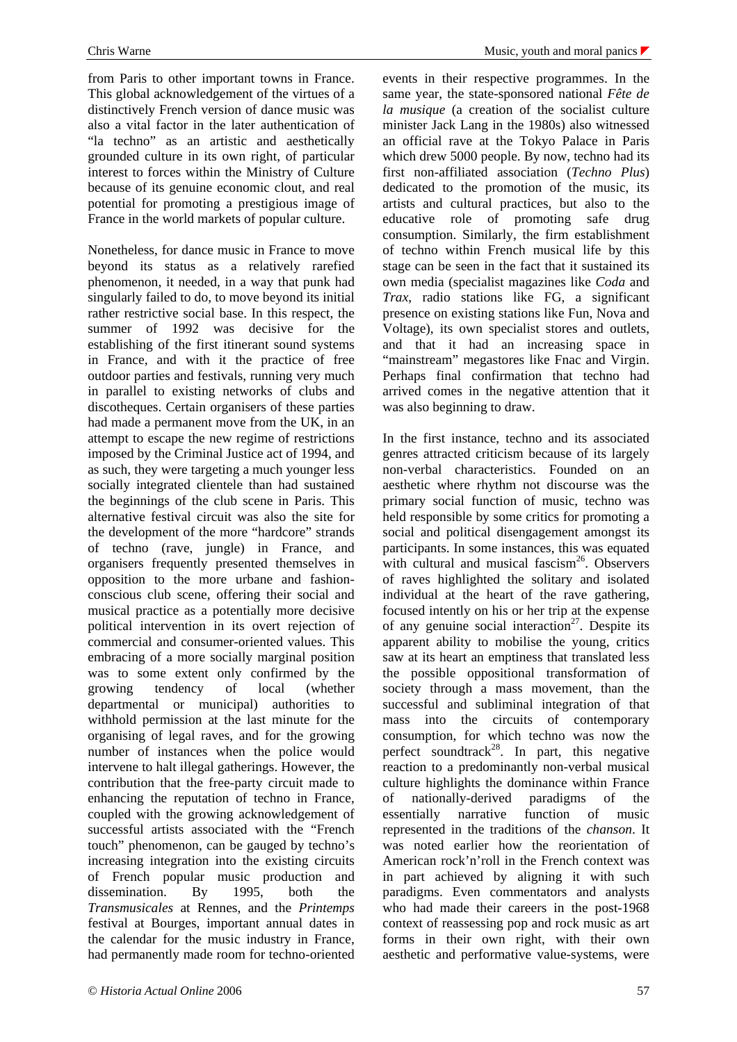from Paris to other important towns in France. This global acknowledgement of the virtues of a distinctively French version of dance music was also a vital factor in the later authentication of "la techno" as an artistic and aesthetically grounded culture in its own right, of particular interest to forces within the Ministry of Culture because of its genuine economic clout, and real potential for promoting a prestigious image of France in the world markets of popular culture.

Nonetheless, for dance music in France to move beyond its status as a relatively rarefied phenomenon, it needed, in a way that punk had singularly failed to do, to move beyond its initial rather restrictive social base. In this respect, the summer of 1992 was decisive for the establishing of the first itinerant sound systems in France, and with it the practice of free outdoor parties and festivals, running very much in parallel to existing networks of clubs and discotheques. Certain organisers of these parties had made a permanent move from the UK, in an attempt to escape the new regime of restrictions imposed by the Criminal Justice act of 1994, and as such, they were targeting a much younger less socially integrated clientele than had sustained the beginnings of the club scene in Paris. This alternative festival circuit was also the site for the development of the more "hardcore" strands of techno (rave, jungle) in France, and organisers frequently presented themselves in opposition to the more urbane and fashion-conscious club scene, offering their social and musical practice as a potentially more decisive political intervention in its overt rejection of commercial and consumer-oriented values. This embracing of a more socially marginal position was to some extent only confirmed by the growing tendency of local (whether departmental or municipal) authorities to withhold permission at the last minute for the organising of legal raves, and for the growing number of instances when the police would intervene to halt illegal gatherings. However, the contribution that the free-party circuit made to enhancing the reputation of techno in France, coupled with the growing acknowledgement of successful artists associated with the "French touch" phenomenon, can be gauged by techno's increasing integration into the existing circuits of French popular music production and dissemination. By 1995, both the *Transmusicales* at Rennes, and the *Printemps* festival at Bourges, important annual dates in the calendar for the music industry in France, had permanently made room for techno-oriented events in their respective programmes. In the same year, the state-sponsored national *Fête de la musique* (a creation of the socialist culture minister Jack Lang in the 1980s) also witnessed an official rave at the Tokyo Palace in Paris which drew 5000 people. By now, techno had its first non-affiliated association (*Techno Plus*) dedicated to the promotion of the music, its artists and cultural practices, but also to the educative role of promoting safe drug consumption. Similarly, the firm establishment of techno within French musical life by this stage can be seen in the fact that it sustained its own media (specialist magazines like *Coda* and *Trax*, radio stations like FG, a significant presence on existing stations like Fun, Nova and Voltage), its own specialist stores and outlets, and that it had an increasing space in "mainstream" megastores like Fnac and Virgin. Perhaps final confirmation that techno had arrived comes in the negative attention that it was also beginning to draw.

In the first instance, techno and its associated genres attracted criticism because of its largely non-verbal characteristics. Founded on an aesthetic where rhythm not discourse was the primary social function of music, techno was held responsible by some critics for promoting a social and political disengagement amongst its participants. In some instances, this was equated with cultural and musical fascism[26]. Observers of raves highlighted the solitary and isolated individual at the heart of the rave gathering, focused intently on his or her trip at the expense of any genuine social interaction[27]. Despite its apparent ability to mobilise the young, critics saw at its heart an emptiness that translated less the possible oppositional transformation of society through a mass movement, than the successful and subliminal integration of that mass into the circuits of contemporary consumption, for which techno was now the perfect soundtrack[28]. In part, this negative reaction to a predominantly non-verbal musical culture highlights the dominance within France of nationally-derived paradigms of the essentially narrative function of music represented in the traditions of the *chanson*. It was noted earlier how the reorientation of American rock'n'roll in the French context was in part achieved by aligning it with such paradigms. Even commentators and analysts who had made their careers in the post-1968 context of reassessing pop and rock music as art forms in their own right, with their own aesthetic and performative value-systems, were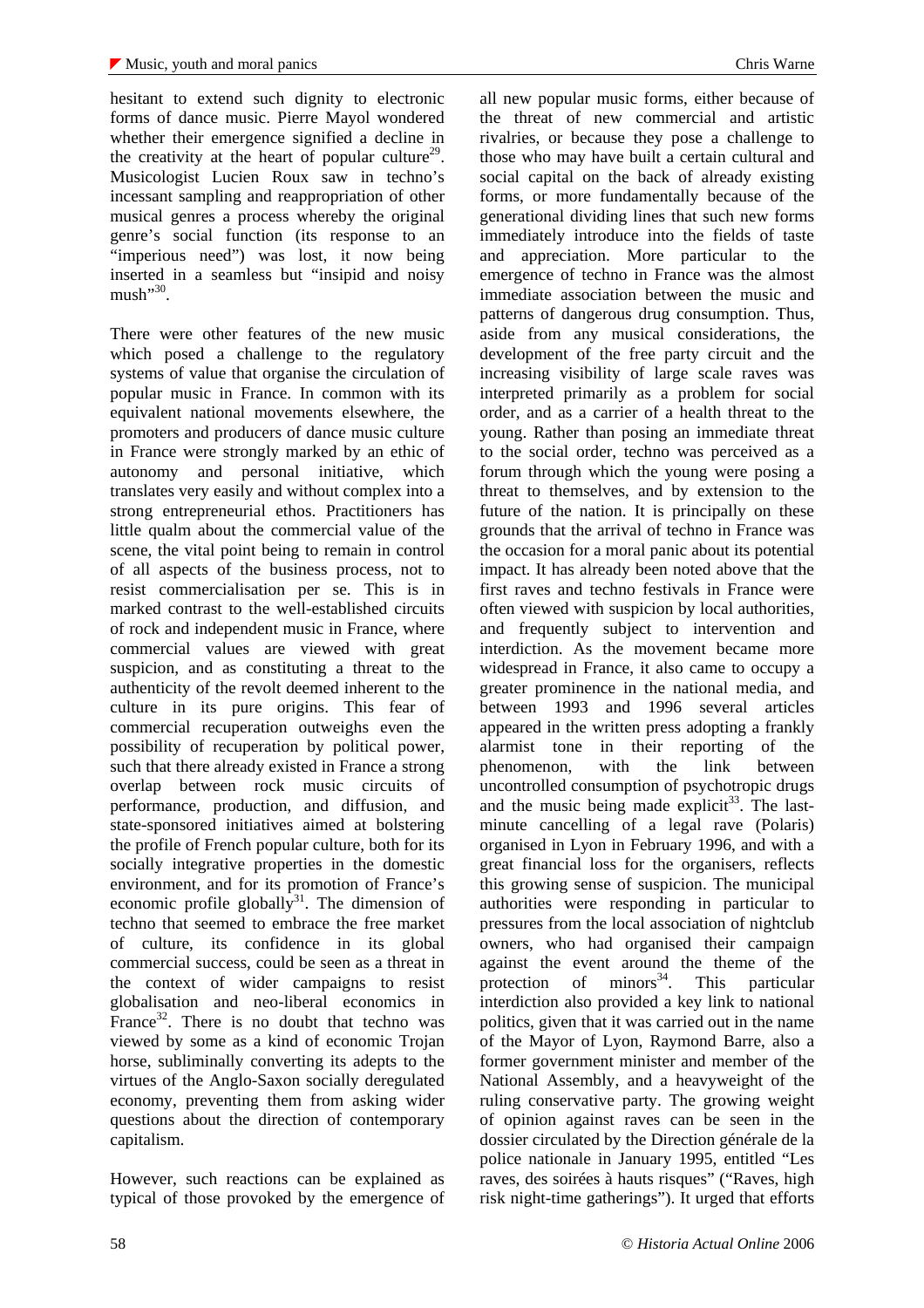hesitant to extend such dignity to electronic forms of dance music. Pierre Mayol wondered whether their emergence signified a decline in the creativity at the heart of popular culture[29]. Musicologist Lucien Roux saw in techno's incessant sampling and reappropriation of other musical genres a process whereby the original genre's social function (its response to an "imperious need") was lost, it now being inserted in a seamless but "insipid and noisy mush"[30].

There were other features of the new music which posed a challenge to the regulatory systems of value that organise the circulation of popular music in France. In common with its equivalent national movements elsewhere, the promoters and producers of dance music culture in France were strongly marked by an ethic of autonomy and personal initiative, which translates very easily and without complex into a strong entrepreneurial ethos. Practitioners has little qualm about the commercial value of the scene, the vital point being to remain in control of all aspects of the business process, not to resist commercialisation per se. This is in marked contrast to the well-established circuits of rock and independent music in France, where commercial values are viewed with great suspicion, and as constituting a threat to the authenticity of the revolt deemed inherent to the culture in its pure origins. This fear of commercial recuperation outweighs even the possibility of recuperation by political power, such that there already existed in France a strong overlap between rock music circuits of performance, production, and diffusion, and state-sponsored initiatives aimed at bolstering the profile of French popular culture, both for its socially integrative properties in the domestic environment, and for its promotion of France's economic profile globally[31]. The dimension of techno that seemed to embrace the free market of culture, its confidence in its global commercial success, could be seen as a threat in the context of wider campaigns to resist globalisation and neo-liberal economics in France[32]. There is no doubt that techno was viewed by some as a kind of economic Trojan horse, subliminally converting its adepts to the virtues of the Anglo-Saxon socially deregulated economy, preventing them from asking wider questions about the direction of contemporary capitalism.

However, such reactions can be explained as typical of those provoked by the emergence of all new popular music forms, either because of the threat of new commercial and artistic rivalries, or because they pose a challenge to those who may have built a certain cultural and social capital on the back of already existing forms, or more fundamentally because of the generational dividing lines that such new forms immediately introduce into the fields of taste and appreciation. More particular to the emergence of techno in France was the almost immediate association between the music and patterns of dangerous drug consumption. Thus, aside from any musical considerations, the development of the free party circuit and the increasing visibility of large scale raves was interpreted primarily as a problem for social order, and as a carrier of a health threat to the young. Rather than posing an immediate threat to the social order, techno was perceived as a forum through which the young were posing a threat to themselves, and by extension to the future of the nation. It is principally on these grounds that the arrival of techno in France was the occasion for a moral panic about its potential impact. It has already been noted above that the first raves and techno festivals in France were often viewed with suspicion by local authorities, and frequently subject to intervention and interdiction. As the movement became more widespread in France, it also came to occupy a greater prominence in the national media, and between 1993 and 1996 several articles appeared in the written press adopting a frankly alarmist tone in their reporting of the phenomenon, with the link between uncontrolled consumption of psychotropic drugs and the music being made explicit[33]. The last-minute cancelling of a legal rave (Polaris) organised in Lyon in February 1996, and with a great financial loss for the organisers, reflects this growing sense of suspicion. The municipal authorities were responding in particular to pressures from the local association of nightclub owners, who had organised their campaign against the event around the theme of the protection of minors[34]. This particular interdiction also provided a key link to national politics, given that it was carried out in the name of the Mayor of Lyon, Raymond Barre, also a former government minister and member of the National Assembly, and a heavyweight of the ruling conservative party. The growing weight of opinion against raves can be seen in the dossier circulated by the Direction générale de la police nationale in January 1995, entitled "Les raves, des soirées à hauts risques" ("Raves, high risk night-time gatherings"). It urged that efforts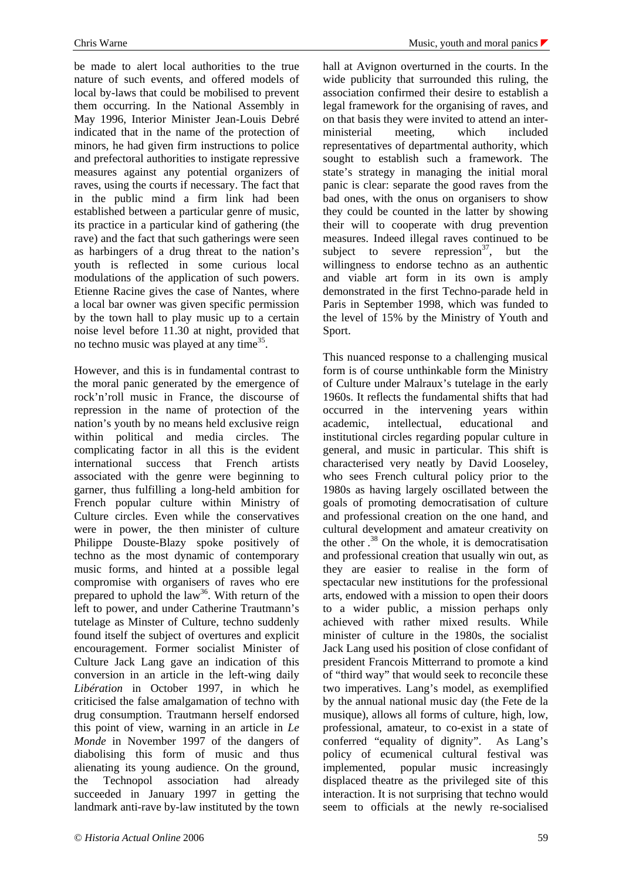be made to alert local authorities to the true nature of such events, and offered models of local by-laws that could be mobilised to prevent them occurring. In the National Assembly in May 1996, Interior Minister Jean-Louis Debré indicated that in the name of the protection of minors, he had given firm instructions to police and prefectoral authorities to instigate repressive measures against any potential organizers of raves, using the courts if necessary. The fact that in the public mind a firm link had been established between a particular genre of music, its practice in a particular kind of gathering (the rave) and the fact that such gatherings were seen as harbingers of a drug threat to the nation's youth is reflected in some curious local modulations of the application of such powers. Etienne Racine gives the case of Nantes, where a local bar owner was given specific permission by the town hall to play music up to a certain noise level before 11.30 at night, provided that no techno music was played at any time[35].

However, and this is in fundamental contrast to the moral panic generated by the emergence of rock'n'roll music in France, the discourse of repression in the name of protection of the nation's youth by no means held exclusive reign within political and media circles. The complicating factor in all this is the evident international success that French artists associated with the genre were beginning to garner, thus fulfilling a long-held ambition for French popular culture within Ministry of Culture circles. Even while the conservatives were in power, the then minister of culture Philippe Douste-Blazy spoke positively of techno as the most dynamic of contemporary music forms, and hinted at a possible legal compromise with organisers of raves who ere prepared to uphold the law[36]. With return of the left to power, and under Catherine Trautmann's tutelage as Minster of Culture, techno suddenly found itself the subject of overtures and explicit encouragement. Former socialist Minister of Culture Jack Lang gave an indication of this conversion in an article in the left-wing daily *Libération* in October 1997, in which he criticised the false amalgamation of techno with drug consumption. Trautmann herself endorsed this point of view, warning in an article in *Le Monde* in November 1997 of the dangers of diabolising this form of music and thus alienating its young audience. On the ground, the Technopol association had already succeeded in January 1997 in getting the landmark anti-rave by-law instituted by the town hall at Avignon overturned in the courts. In the wide publicity that surrounded this ruling, the association confirmed their desire to establish a legal framework for the organising of raves, and on that basis they were invited to attend an inter-ministerial meeting, which included representatives of departmental authority, which sought to establish such a framework. The state's strategy in managing the initial moral panic is clear: separate the good raves from the bad ones, with the onus on organisers to show they could be counted in the latter by showing their will to cooperate with drug prevention measures. Indeed illegal raves continued to be subject to severe repression[37], but the willingness to endorse techno as an authentic and viable art form in its own is amply demonstrated in the first Techno-parade held in Paris in September 1998, which was funded to the level of 15% by the Ministry of Youth and Sport.

This nuanced response to a challenging musical form is of course unthinkable form the Ministry of Culture under Malraux's tutelage in the early 1960s. It reflects the fundamental shifts that had occurred in the intervening years within academic, intellectual, educational and institutional circles regarding popular culture in general, and music in particular. This shift is characterised very neatly by David Looseley, who sees French cultural policy prior to the 1980s as having largely oscillated between the goals of promoting democratisation of culture and professional creation on the one hand, and cultural development and amateur creativity on the other .[38] On the whole, it is democratisation and professional creation that usually win out, as they are easier to realise in the form of spectacular new institutions for the professional arts, endowed with a mission to open their doors to a wider public, a mission perhaps only achieved with rather mixed results. While minister of culture in the 1980s, the socialist Jack Lang used his position of close confidant of president Francois Mitterrand to promote a kind of "third way" that would seek to reconcile these two imperatives. Lang's model, as exemplified by the annual national music day (the Fete de la musique), allows all forms of culture, high, low, professional, amateur, to co-exist in a state of conferred "equality of dignity". As Lang's policy of ecumenical cultural festival was implemented, popular music increasingly displaced theatre as the privileged site of this interaction. It is not surprising that techno would seem to officials at the newly re-socialised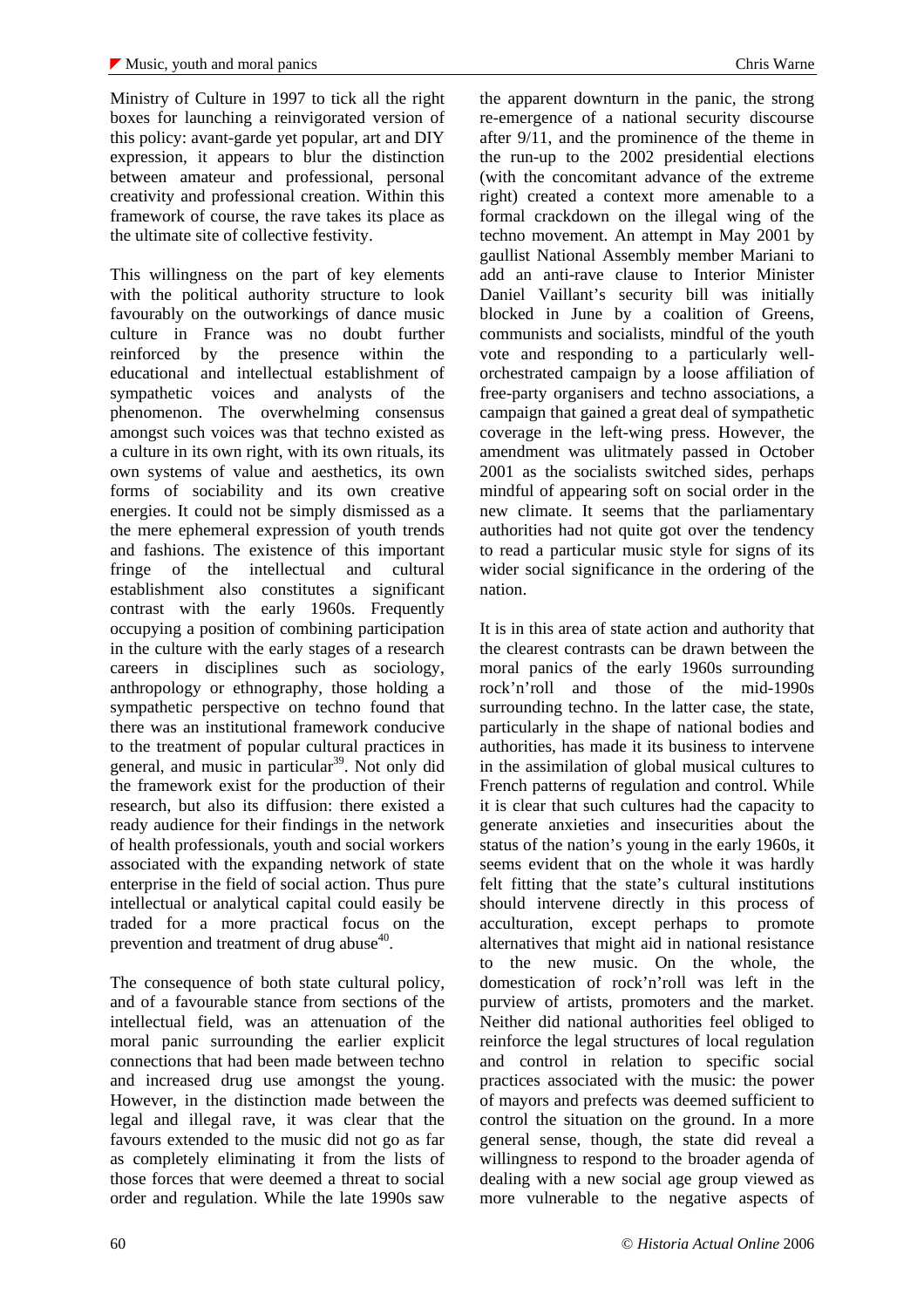Ministry of Culture in 1997 to tick all the right boxes for launching a reinvigorated version of this policy: avant-garde yet popular, art and DIY expression, it appears to blur the distinction between amateur and professional, personal creativity and professional creation. Within this framework of course, the rave takes its place as the ultimate site of collective festivity.

This willingness on the part of key elements with the political authority structure to look favourably on the outworkings of dance music culture in France was no doubt further reinforced by the presence within the educational and intellectual establishment of sympathetic voices and analysts of the phenomenon. The overwhelming consensus amongst such voices was that techno existed as a culture in its own right, with its own rituals, its own systems of value and aesthetics, its own forms of sociability and its own creative energies. It could not be simply dismissed as a the mere ephemeral expression of youth trends and fashions. The existence of this important fringe of the intellectual and cultural establishment also constitutes a significant contrast with the early 1960s. Frequently occupying a position of combining participation in the culture with the early stages of a research careers in disciplines such as sociology, anthropology or ethnography, those holding a sympathetic perspective on techno found that there was an institutional framework conducive to the treatment of popular cultural practices in general, and music in particular[39]. Not only did the framework exist for the production of their research, but also its diffusion: there existed a ready audience for their findings in the network of health professionals, youth and social workers associated with the expanding network of state enterprise in the field of social action. Thus pure intellectual or analytical capital could easily be traded for a more practical focus on the prevention and treatment of drug abuse[40].

The consequence of both state cultural policy, and of a favourable stance from sections of the intellectual field, was an attenuation of the moral panic surrounding the earlier explicit connections that had been made between techno and increased drug use amongst the young. However, in the distinction made between the legal and illegal rave, it was clear that the favours extended to the music did not go as far as completely eliminating it from the lists of those forces that were deemed a threat to social order and regulation. While the late 1990s saw the apparent downturn in the panic, the strong re-emergence of a national security discourse after 9/11, and the prominence of the theme in the run-up to the 2002 presidential elections (with the concomitant advance of the extreme right) created a context more amenable to a formal crackdown on the illegal wing of the techno movement. An attempt in May 2001 by gaullist National Assembly member Mariani to add an anti-rave clause to Interior Minister Daniel Vaillant's security bill was initially blocked in June by a coalition of Greens, communists and socialists, mindful of the youth vote and responding to a particularly well-orchestrated campaign by a loose affiliation of free-party organisers and techno associations, a campaign that gained a great deal of sympathetic coverage in the left-wing press. However, the amendment was ulitmately passed in October 2001 as the socialists switched sides, perhaps mindful of appearing soft on social order in the new climate. It seems that the parliamentary authorities had not quite got over the tendency to read a particular music style for signs of its wider social significance in the ordering of the nation.

It is in this area of state action and authority that the clearest contrasts can be drawn between the moral panics of the early 1960s surrounding rock'n'roll and those of the mid-1990s surrounding techno. In the latter case, the state, particularly in the shape of national bodies and authorities, has made it its business to intervene in the assimilation of global musical cultures to French patterns of regulation and control. While it is clear that such cultures had the capacity to generate anxieties and insecurities about the status of the nation's young in the early 1960s, it seems evident that on the whole it was hardly felt fitting that the state's cultural institutions should intervene directly in this process of acculturation, except perhaps to promote alternatives that might aid in national resistance to the new music. On the whole, the domestication of rock'n'roll was left in the purview of artists, promoters and the market. Neither did national authorities feel obliged to reinforce the legal structures of local regulation and control in relation to specific social practices associated with the music: the power of mayors and prefects was deemed sufficient to control the situation on the ground. In a more general sense, though, the state did reveal a willingness to respond to the broader agenda of dealing with a new social age group viewed as more vulnerable to the negative aspects of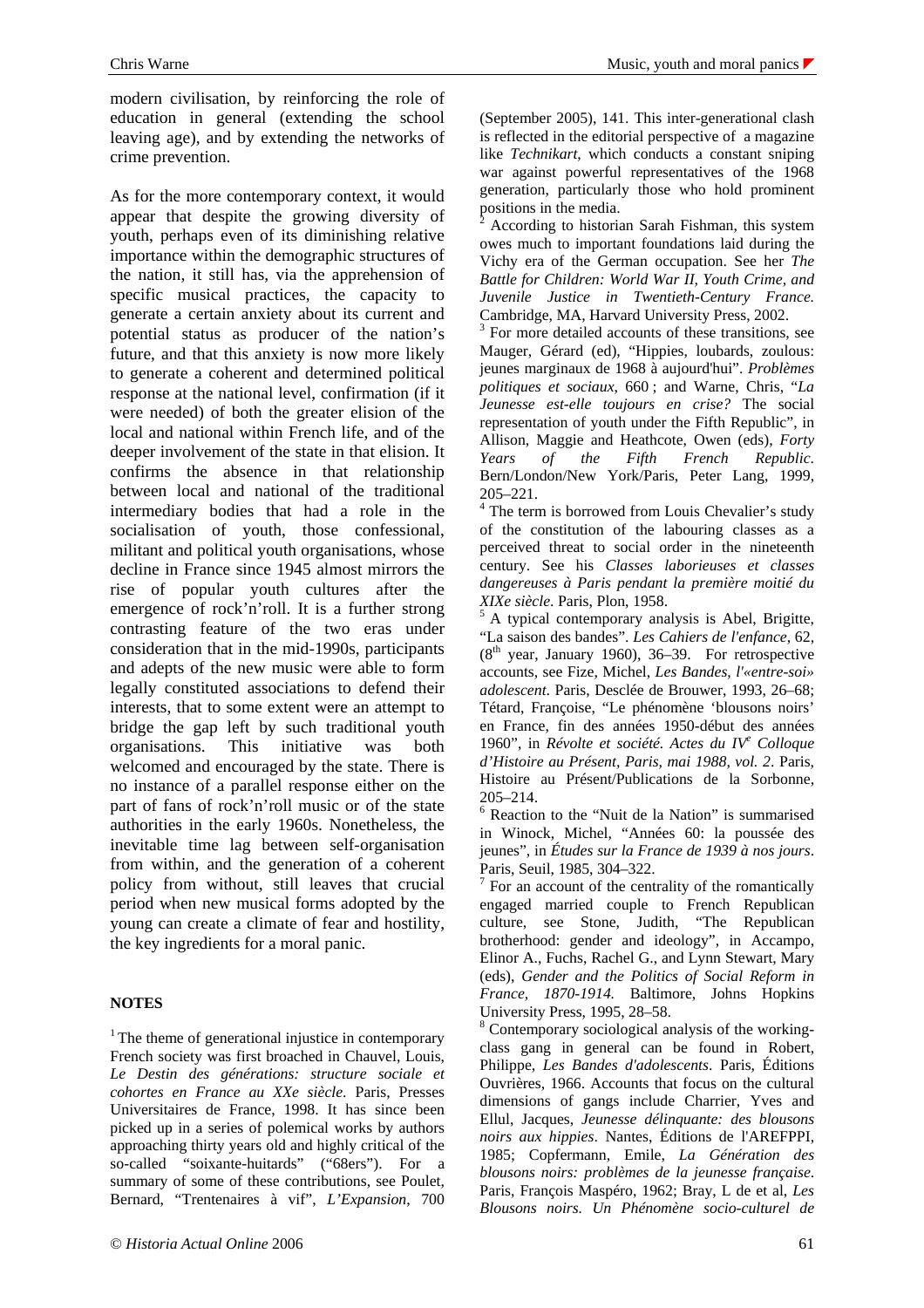modern civilisation, by reinforcing the role of education in general (extending the school leaving age), and by extending the networks of crime prevention.

As for the more contemporary context, it would appear that despite the growing diversity of youth, perhaps even of its diminishing relative importance within the demographic structures of the nation, it still has, via the apprehension of specific musical practices, the capacity to generate a certain anxiety about its current and potential status as producer of the nation's future, and that this anxiety is now more likely to generate a coherent and determined political response at the national level, confirmation (if it were needed) of both the greater elision of the local and national within French life, and of the deeper involvement of the state in that elision. It confirms the absence in that relationship between local and national of the traditional intermediary bodies that had a role in the socialisation of youth, those confessional, militant and political youth organisations, whose decline in France since 1945 almost mirrors the rise of popular youth cultures after the emergence of rock'n'roll. It is a further strong contrasting feature of the two eras under consideration that in the mid-1990s, participants and adepts of the new music were able to form legally constituted associations to defend their interests, that to some extent were an attempt to bridge the gap left by such traditional youth organisations. This initiative was both welcomed and encouraged by the state. There is no instance of a parallel response either on the part of fans of rock'n'roll music or of the state authorities in the early 1960s. Nonetheless, the inevitable time lag between self-organisation from within, and the generation of a coherent policy from without, still leaves that crucial period when new musical forms adopted by the young can create a climate of fear and hostility, the key ingredients for a moral panic.

**NOTES**

[1] The theme of generational injustice in contemporary French society was first broached in Chauvel, Louis, *Le Destin des générations: structure sociale et cohortes en France au XXe siècle.* Paris, Presses Universitaires de France, 1998. It has since been picked up in a series of polemical works by authors approaching thirty years old and highly critical of the so-called "soixante-huitards" ("68ers"). For a summary of some of these contributions, see Poulet, Bernard, "Trentenaires à vif", *L'Expansion*, 700 (September 2005), 141. This inter-generational clash is reflected in the editorial perspective of a magazine like *Technikart*, which conducts a constant sniping war against powerful representatives of the 1968 generation, particularly those who hold prominent positions in the media.

[2] According to historian Sarah Fishman, this system owes much to important foundations laid during the Vichy era of the German occupation. See her *The Battle for Children: World War II, Youth Crime, and Juvenile Justice in Twentieth-Century France.* Cambridge, MA, Harvard University Press, 2002.

[3] For more detailed accounts of these transitions, see Mauger, Gérard (ed), "Hippies, loubards, zoulous: jeunes marginaux de 1968 à aujourd'hui". *Problèmes politiques et sociaux*, 660 ; and Warne, Chris, "*La Jeunesse est-elle toujours en crise?* The social representation of youth under the Fifth Republic", in Allison, Maggie and Heathcote, Owen (eds), *Forty Years of the Fifth French Republic*. Bern/London/New York/Paris, Peter Lang, 1999, 205–221.

[4] The term is borrowed from Louis Chevalier's study of the constitution of the labouring classes as a perceived threat to social order in the nineteenth century. See his *Classes laborieuses et classes dangereuses à Paris pendant la première moitié du XIXe siècle*. Paris, Plon, 1958.

[5] A typical contemporary analysis is Abel, Brigitte, "La saison des bandes". *Les Cahiers de l'enfance*, 62, (8th year, January 1960), 36–39. For retrospective accounts, see Fize, Michel, *Les Bandes, l'«entre-soi» adolescent*. Paris, Desclée de Brouwer, 1993, 26–68; Tétard, Françoise, "Le phénomène 'blousons noirs' en France, fin des années 1950-début des années 1960", in *Révolte et société. Actes du IVe Colloque d'Histoire au Présent, Paris, mai 1988, vol. 2*. Paris, Histoire au Présent/Publications de la Sorbonne, 205–214.

[6] Reaction to the "Nuit de la Nation" is summarised in Winock, Michel, "Années 60: la poussée des jeunes", in *Études sur la France de 1939 à nos jours*. Paris, Seuil, 1985, 304–322.

[7] For an account of the centrality of the romantically engaged married couple to French Republican culture, see Stone, Judith, "The Republican brotherhood: gender and ideology", in Accampo, Elinor A., Fuchs, Rachel G., and Lynn Stewart, Mary (eds), *Gender and the Politics of Social Reform in France, 1870-1914.* Baltimore, Johns Hopkins University Press, 1995, 28–58.

[8] Contemporary sociological analysis of the working-class gang in general can be found in Robert, Philippe, *Les Bandes d'adolescents*. Paris, Éditions Ouvrières, 1966. Accounts that focus on the cultural dimensions of gangs include Charrier, Yves and Ellul, Jacques, *Jeunesse délinquante: des blousons noirs aux hippies*. Nantes, Éditions de l'AREFPPI, 1985; Copfermann, Emile, *La Génération des blousons noirs: problèmes de la jeunesse française*. Paris, François Maspéro, 1962; Bray, L de et al, *Les Blousons noirs. Un Phénomène socio-culturel de*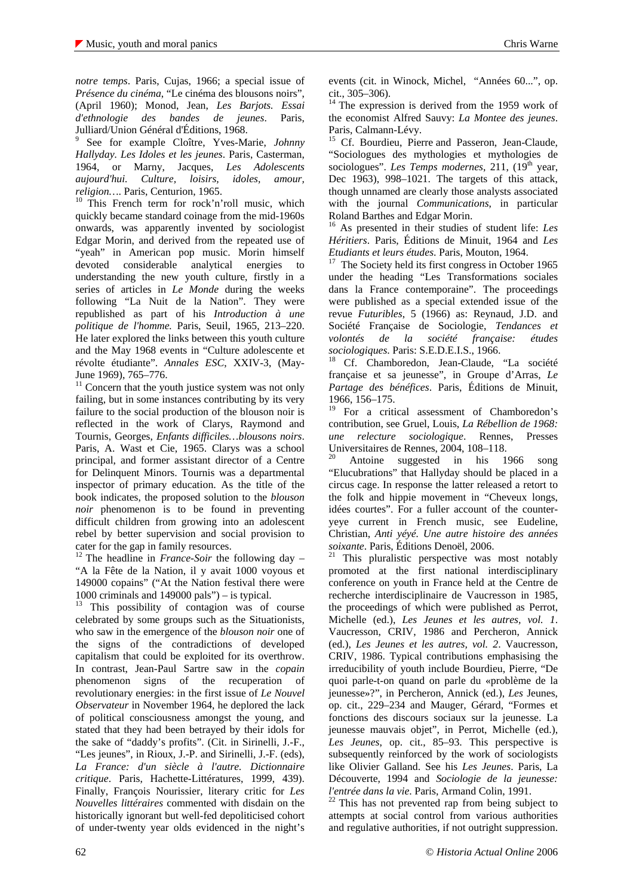*notre temps*. Paris, Cujas, 1966; a special issue of *Présence du cinéma*, "Le cinéma des blousons noirs", (April 1960); Monod, Jean, *Les Barjots. Essai d'ethnologie des bandes de jeunes*. Paris, Julliard/Union Général d'Éditions, 1968.

[9] See for example Cloître, Yves-Marie, *Johnny Hallyday. Les Idoles et les jeunes*. Paris, Casterman, 1964, or Marny, Jacques, *Les Adolescents aujourd'hui. Culture, loisirs, idoles, amour, religion…*. Paris, Centurion, 1965.

[10] This French term for rock'n'roll music, which quickly became standard coinage from the mid-1960s onwards, was apparently invented by sociologist Edgar Morin, and derived from the repeated use of "yeah" in American pop music. Morin himself devoted considerable analytical energies to understanding the new youth culture, firstly in a series of articles in *Le Monde* during the weeks following "La Nuit de la Nation". They were republished as part of his *Introduction à une politique de l'homme.* Paris, Seuil, 1965, 213–220. He later explored the links between this youth culture and the May 1968 events in "Culture adolescente et révolte étudiante". *Annales ESC*, XXIV-3, (May-June 1969), 765–776.

[11] Concern that the youth justice system was not only failing, but in some instances contributing by its very failure to the social production of the blouson noir is reflected in the work of Clarys, Raymond and Tournis, Georges, *Enfants difficiles…blousons noirs*. Paris, A. Wast et Cie, 1965. Clarys was a school principal, and former assistant director of a Centre for Delinquent Minors. Tournis was a departmental inspector of primary education. As the title of the book indicates, the proposed solution to the *blouson noir* phenomenon is to be found in preventing difficult children from growing into an adolescent rebel by better supervision and social provision to cater for the gap in family resources.

[12] The headline in *France-Soir* the following day – "A la Fête de la Nation, il y avait 1000 voyous et 149000 copains" ("At the Nation festival there were 1000 criminals and 149000 pals") – is typical.

[13] This possibility of contagion was of course celebrated by some groups such as the Situationists, who saw in the emergence of the *blouson noir* one of the signs of the contradictions of developed capitalism that could be exploited for its overthrow. In contrast, Jean-Paul Sartre saw in the *copain* phenomenon signs of the recuperation of revolutionary energies: in the first issue of *Le Nouvel Observateur* in November 1964, he deplored the lack of political consciousness amongst the young, and stated that they had been betrayed by their idols for the sake of "daddy's profits". (Cit. in Sirinelli, J.-F., "Les jeunes", in Rioux, J.-P. and Sirinelli, J.-F. (eds), *La France: d'un siècle à l'autre. Dictionnaire critique*. Paris, Hachette-Littératures, 1999, 439). Finally, François Nourissier, literary critic for *Les Nouvelles littéraires* commented with disdain on the historically ignorant but well-fed depoliticised cohort of under-twenty year olds evidenced in the night's events (cit. in Winock, Michel, "Années 60...", op. cit., 305–306).

[14] The expression is derived from the 1959 work of the economist Alfred Sauvy: *La Montee des jeunes*. Paris, Calmann-Lévy.

[15] Cf. Bourdieu, Pierre and Passeron, Jean-Claude, "Sociologues des mythologies et mythologies de sociologues". *Les Temps modernes*, 211, (19th year, Dec 1963), 998–1021. The targets of this attack, though unnamed are clearly those analysts associated with the journal *Communications*, in particular Roland Barthes and Edgar Morin.

[16] As presented in their studies of student life: *Les Héritiers*. Paris, Éditions de Minuit, 1964 and *Les Etudiants et leurs études*. Paris, Mouton, 1964.

[17] The Society held its first congress in October 1965 under the heading "Les Transformations sociales dans la France contemporaine". The proceedings were published as a special extended issue of the revue *Futuribles*, 5 (1966) as: Reynaud, J.D. and Société Française de Sociologie, *Tendances et volontés de la société française: études sociologiques*. Paris: S.E.D.E.I.S., 1966.

[18] Cf. Chamboredon, Jean-Claude, "La société française et sa jeunesse", in Groupe d'Arras, *Le Partage des bénéfices*. Paris, Éditions de Minuit, 1966, 156–175.

[19] For a critical assessment of Chamboredon's contribution, see Gruel, Louis, *La Rébellion de 1968: une relecture sociologique*. Rennes, Presses Universitaires de Rennes, 2004, 108–118.

[20] Antoine suggested in his 1966 song "Elucubrations" that Hallyday should be placed in a circus cage. In response the latter released a retort to the folk and hippie movement in "Cheveux longs, idées courtes". For a fuller account of the counter-yeye current in French music, see Eudeline, Christian, *Anti yéyé. Une autre histoire des années soixante*. Paris, Éditions Denoël, 2006.

[21] This pluralistic perspective was most notably promoted at the first national interdisciplinary conference on youth in France held at the Centre de recherche interdisciplinaire de Vaucresson in 1985, the proceedings of which were published as Perrot, Michelle (ed.), *Les Jeunes et les autres, vol. 1*. Vaucresson, CRIV, 1986 and Percheron, Annick (ed.), *Les Jeunes et les autres, vol. 2*. Vaucresson, CRIV, 1986. Typical contributions emphasising the irreducibility of youth include Bourdieu, Pierre, "De quoi parle-t-on quand on parle du «problème de la jeunesse»?", in Percheron, Annick (ed.), *Les* Jeunes, op. cit., 229–234 and Mauger, Gérard, "Formes et fonctions des discours sociaux sur la jeunesse. La jeunesse mauvais objet", in Perrot, Michelle (ed.), *Les Jeunes*, op. cit., 85–93. This perspective is subsequently reinforced by the work of sociologists like Olivier Galland. See his *Les Jeunes*. Paris, La Découverte, 1994 and *Sociologie de la jeunesse: l'entrée dans la vie*. Paris, Armand Colin, 1991.

[22] This has not prevented rap from being subject to attempts at social control from various authorities and regulative authorities, if not outright suppression.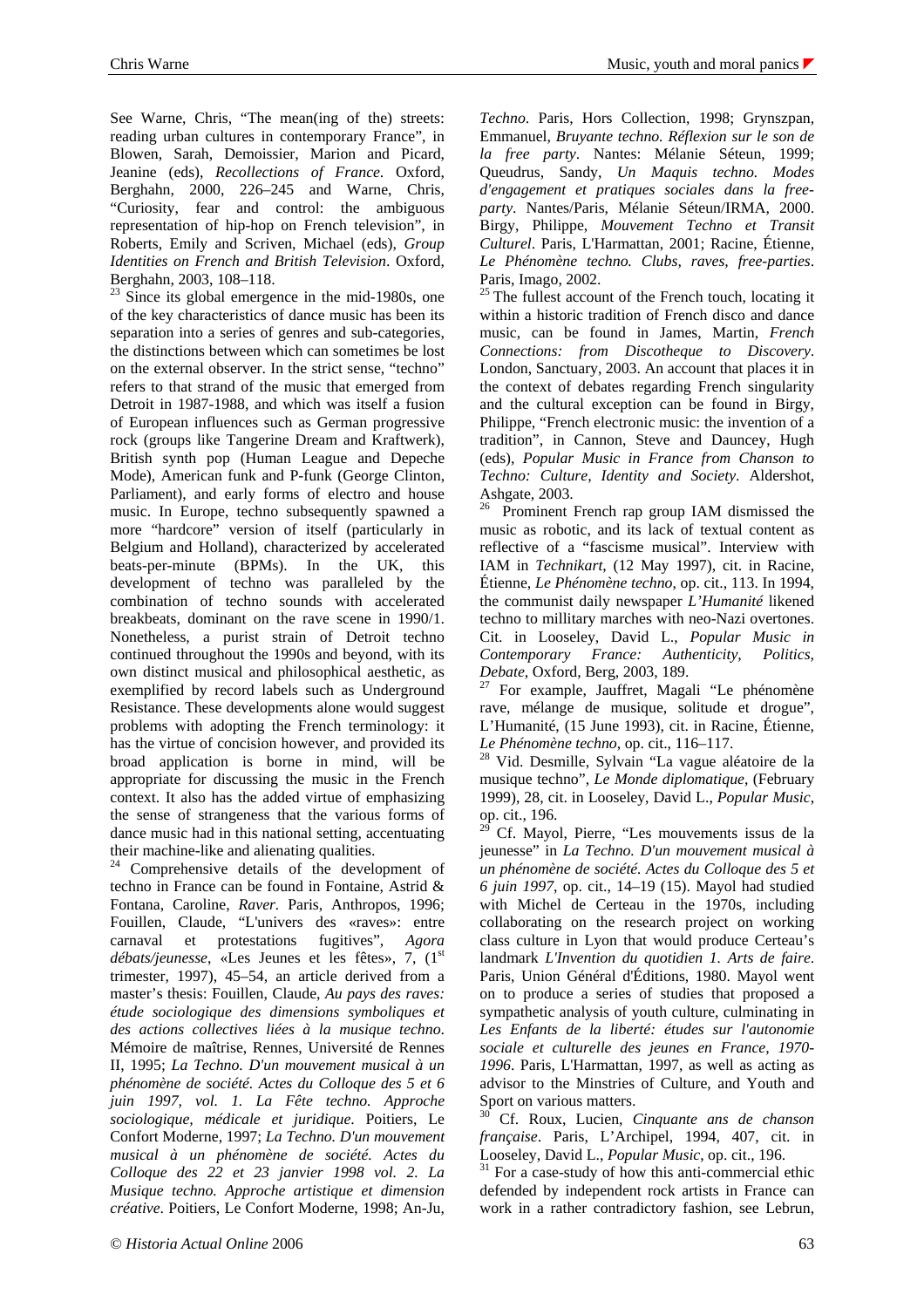See Warne, Chris, "The mean(ing of the) streets: reading urban cultures in contemporary France", in Blowen, Sarah, Demoissier, Marion and Picard, Jeanine (eds), *Recollections of France*. Oxford, Berghahn, 2000, 226–245 and Warne, Chris, "Curiosity, fear and control: the ambiguous representation of hip-hop on French television", in Roberts, Emily and Scriven, Michael (eds), *Group Identities on French and British Television*. Oxford, Berghahn, 2003, 108–118.

[23] Since its global emergence in the mid-1980s, one of the key characteristics of dance music has been its separation into a series of genres and sub-categories, the distinctions between which can sometimes be lost on the external observer. In the strict sense, "techno" refers to that strand of the music that emerged from Detroit in 1987-1988, and which was itself a fusion of European influences such as German progressive rock (groups like Tangerine Dream and Kraftwerk), British synth pop (Human League and Depeche Mode), American funk and P-funk (George Clinton, Parliament), and early forms of electro and house music. In Europe, techno subsequently spawned a more "hardcore" version of itself (particularly in Belgium and Holland), characterized by accelerated beats-per-minute (BPMs). In the UK, this development of techno was paralleled by the combination of techno sounds with accelerated breakbeats, dominant on the rave scene in 1990/1. Nonetheless, a purist strain of Detroit techno continued throughout the 1990s and beyond, with its own distinct musical and philosophical aesthetic, as exemplified by record labels such as Underground Resistance. These developments alone would suggest problems with adopting the French terminology: it has the virtue of concision however, and provided its broad application is borne in mind, will be appropriate for discussing the music in the French context. It also has the added virtue of emphasizing the sense of strangeness that the various forms of dance music had in this national setting, accentuating their machine-like and alienating qualities.

[24] Comprehensive details of the development of techno in France can be found in Fontaine, Astrid & Fontana, Caroline, *Raver*. Paris, Anthropos, 1996; Fouillen, Claude, "L'univers des «raves»: entre carnaval et protestations fugitives", *Agora débats/jeunesse*, «Les Jeunes et les fêtes», 7, (1st trimester, 1997), 45–54, an article derived from a master's thesis: Fouillen, Claude, *Au pays des raves: étude sociologique des dimensions symboliques et des actions collectives liées à la musique techno*. Mémoire de maîtrise, Rennes, Université de Rennes II, 1995; *La Techno. D'un mouvement musical à un phénomène de société. Actes du Colloque des 5 et 6 juin 1997, vol. 1. La Fête techno. Approche sociologique, médicale et juridique*. Poitiers, Le Confort Moderne, 1997; *La Techno. D'un mouvement musical à un phénomène de société. Actes du Colloque des 22 et 23 janvier 1998 vol. 2. La Musique techno. Approche artistique et dimension créative*. Poitiers, Le Confort Moderne, 1998; An-Ju, *Techno*. Paris, Hors Collection, 1998; Grynszpan, Emmanuel, *Bruyante techno. Réflexion sur le son de la free party*. Nantes: Mélanie Séteun, 1999; Queudrus, Sandy, *Un Maquis techno. Modes d'engagement et pratiques sociales dans la free-party*. Nantes/Paris, Mélanie Séteun/IRMA, 2000. Birgy, Philippe, *Mouvement Techno et Transit Culturel*. Paris, L'Harmattan, 2001; Racine, Étienne, *Le Phénomène techno. Clubs, raves, free-parties*. Paris, Imago, 2002.

[25] The fullest account of the French touch, locating it within a historic tradition of French disco and dance music, can be found in James, Martin, *French Connections: from Discotheque to Discovery*. London, Sanctuary, 2003. An account that places it in the context of debates regarding French singularity and the cultural exception can be found in Birgy, Philippe, "French electronic music: the invention of a tradition", in Cannon, Steve and Dauncey, Hugh (eds), *Popular Music in France from Chanson to Techno: Culture, Identity and Society*. Aldershot, Ashgate, 2003.

[26] Prominent French rap group IAM dismissed the music as robotic, and its lack of textual content as reflective of a "fascisme musical". Interview with IAM in *Technikart*, (12 May 1997), cit. in Racine, Étienne, *Le Phénomène techno*, op. cit., 113. In 1994, the communist daily newspaper *L'Humanité* likened techno to millitary marches with neo-Nazi overtones. Cit. in Looseley, David L., *Popular Music in Contemporary France: Authenticity, Politics, Debate*, Oxford, Berg, 2003, 189.

[27] For example, Jauffret, Magali "Le phénomène rave, mélange de musique, solitude et drogue", L'Humanité, (15 June 1993), cit. in Racine, Étienne, *Le Phénomène techno*, op. cit., 116–117.

[28] Vid. Desmille, Sylvain "La vague aléatoire de la musique techno", *Le Monde diplomatique*, (February 1999), 28, cit. in Looseley, David L., *Popular Music*, op. cit., 196.

[29] Cf. Mayol, Pierre, "Les mouvements issus de la jeunesse" in *La Techno. D'un mouvement musical à un phénomène de société. Actes du Colloque des 5 et 6 juin 1997*, op. cit., 14–19 (15). Mayol had studied with Michel de Certeau in the 1970s, including collaborating on the research project on working class culture in Lyon that would produce Certeau's landmark *L'Invention du quotidien 1. Arts de faire*. Paris, Union Général d'Éditions, 1980. Mayol went on to produce a series of studies that proposed a sympathetic analysis of youth culture, culminating in *Les Enfants de la liberté: études sur l'autonomie sociale et culturelle des jeunes en France, 1970-1996*. Paris, L'Harmattan, 1997, as well as acting as advisor to the Minstries of Culture, and Youth and Sport on various matters.

[30] Cf. Roux, Lucien, *Cinquante ans de chanson française*. Paris, L'Archipel, 1994, 407, cit. in Looseley, David L., *Popular Music*, op. cit., 196.

[31] For a case-study of how this anti-commercial ethic defended by independent rock artists in France can work in a rather contradictory fashion, see Lebrun,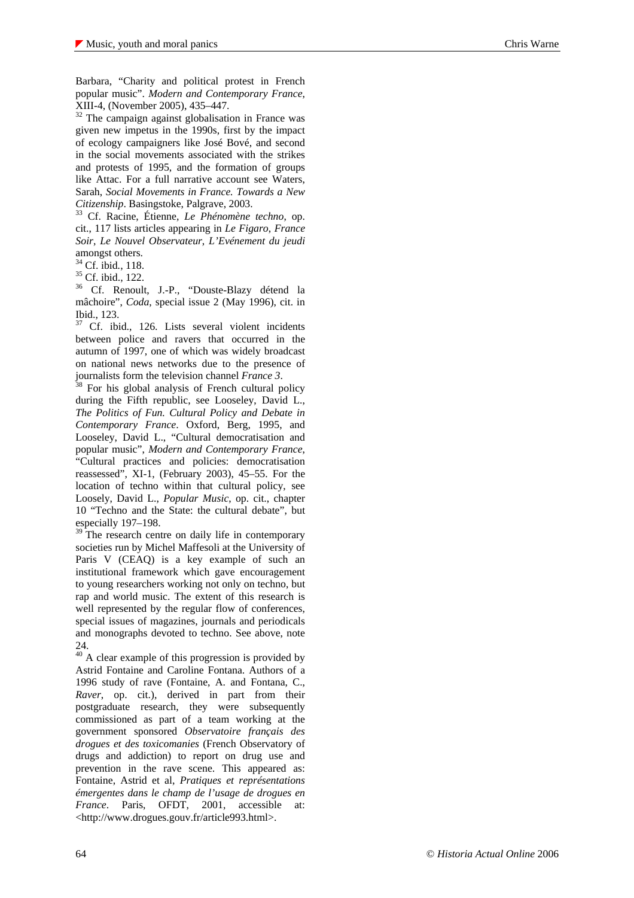Barbara, "Charity and political protest in French popular music". *Modern and Contemporary France*, XIII-4, (November 2005), 435–447.

[32] The campaign against globalisation in France was given new impetus in the 1990s, first by the impact of ecology campaigners like José Bové, and second in the social movements associated with the strikes and protests of 1995, and the formation of groups like Attac. For a full narrative account see Waters, Sarah, *Social Movements in France. Towards a New Citizenship*. Basingstoke, Palgrave, 2003.

[33] Cf. Racine, Étienne, *Le Phénomène techno*, op. cit., 117 lists articles appearing in *Le Figaro*, *France Soir*, *Le Nouvel Observateur*, *L'Evénement du jeudi* amongst others.

[34] Cf. ibid., 118.

[35] Cf. ibid., 122.

[36] Cf. Renoult, J.-P., "Douste-Blazy détend la mâchoire", *Coda*, special issue 2 (May 1996), cit. in Ibid., 123.

[37] Cf. ibid., 126. Lists several violent incidents between police and ravers that occurred in the autumn of 1997, one of which was widely broadcast on national news networks due to the presence of journalists form the television channel *France 3*.

[38] For his global analysis of French cultural policy during the Fifth republic, see Looseley, David L., *The Politics of Fun. Cultural Policy and Debate in Contemporary France*. Oxford, Berg, 1995, and Looseley, David L., "Cultural democratisation and popular music", *Modern and Contemporary France*, "Cultural practices and policies: democratisation reassessed", XI-1, (February 2003), 45–55. For the location of techno within that cultural policy, see Loosely, David L., *Popular Music*, op. cit., chapter 10 "Techno and the State: the cultural debate", but especially 197–198.

[39] The research centre on daily life in contemporary societies run by Michel Maffesoli at the University of Paris V (CEAQ) is a key example of such an institutional framework which gave encouragement to young researchers working not only on techno, but rap and world music. The extent of this research is well represented by the regular flow of conferences, special issues of magazines, journals and periodicals and monographs devoted to techno. See above, note 24.

[40] A clear example of this progression is provided by Astrid Fontaine and Caroline Fontana. Authors of a 1996 study of rave (Fontaine, A. and Fontana, C., *Raver*, op. cit.), derived in part from their postgraduate research, they were subsequently commissioned as part of a team working at the government sponsored *Observatoire français des drogues et des toxicomanies* (French Observatory of drugs and addiction) to report on drug use and prevention in the rave scene. This appeared as: Fontaine, Astrid et al, *Pratiques et représentations émergentes dans le champ de l'usage de drogues en France*. Paris, OFDT, 2001, accessible at: <http://www.drogues.gouv.fr/article993.html>.